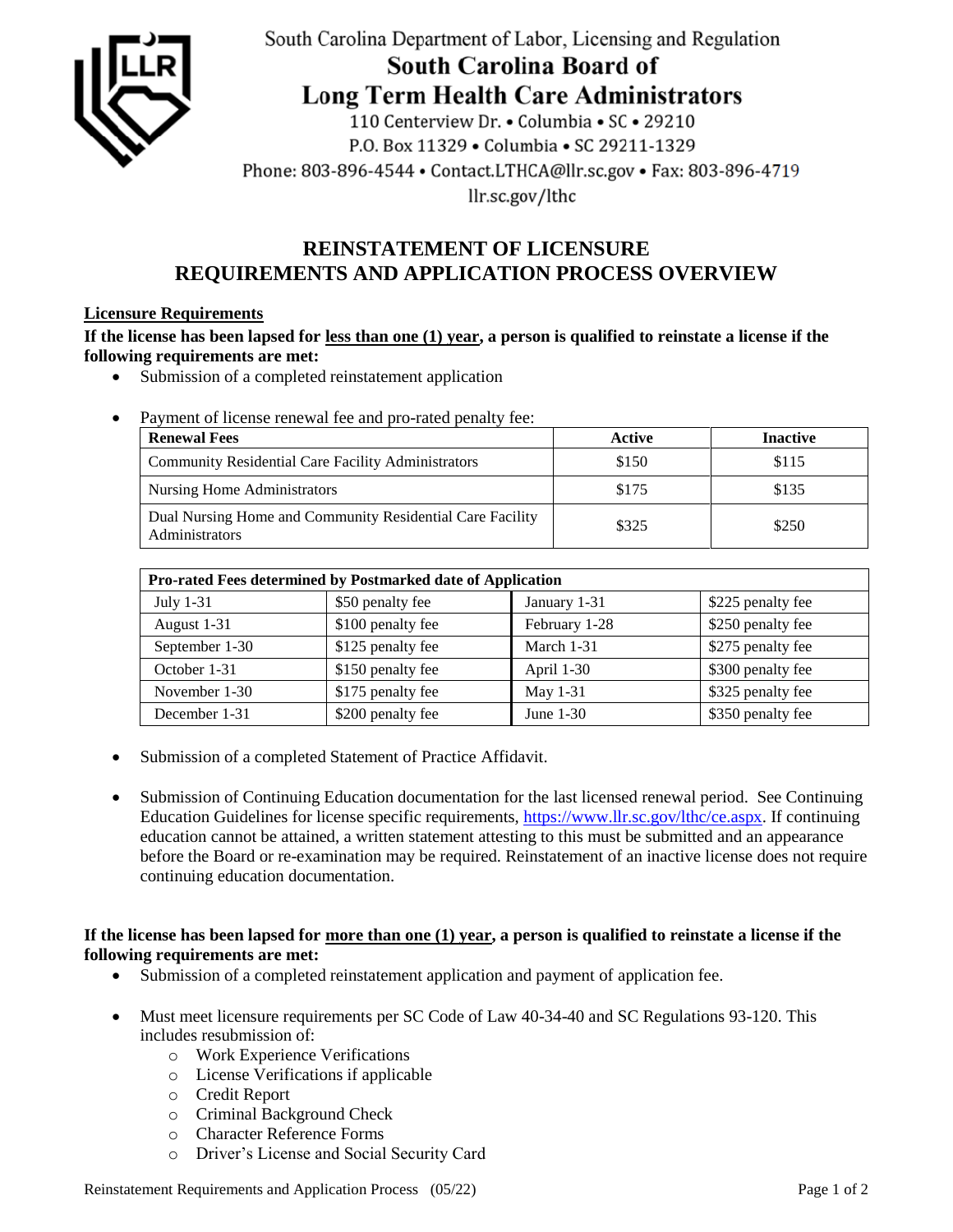South Carolina Department of Labor, Licensing and Regulation

# South Carolina Board of Long Term Health Care Administrators

110 Centerview Dr. • Columbia • SC • 29210
P.O. Box 11329 • Columbia • SC 29211-1329
Phone: 803-896-4544 • Contact.LTHCA@llr.sc.gov • Fax: 803-896-4719
llr.sc.gov/lthc

## REINSTATEMENT OF LICENSURE REQUIREMENTS AND APPLICATION PROCESS OVERVIEW

### Licensure Requirements

**If the license has been lapsed for less than one (1) year, a person is qualified to reinstate a license if the following requirements are met:**

- Submission of a completed reinstatement application
- Payment of license renewal fee and pro-rated penalty fee:

| Renewal Fees | Active | Inactive |
|---|---|---|
| Community Residential Care Facility Administrators | $150 | $115 |
| Nursing Home Administrators | $175 | $135 |
| Dual Nursing Home and Community Residential Care Facility Administrators | $325 | $250 |

| Pro-rated Fees determined by Postmarked date of Application | | | |
|---|---|---|---|
| July 1-31 | $50 penalty fee | January 1-31 | $225 penalty fee |
| August 1-31 | $100 penalty fee | February 1-28 | $250 penalty fee |
| September 1-30 | $125 penalty fee | March 1-31 | $275 penalty fee |
| October 1-31 | $150 penalty fee | April 1-30 | $300 penalty fee |
| November 1-30 | $175 penalty fee | May 1-31 | $325 penalty fee |
| December 1-31 | $200 penalty fee | June 1-30 | $350 penalty fee |

- Submission of a completed Statement of Practice Affidavit.
- Submission of Continuing Education documentation for the last licensed renewal period. See Continuing Education Guidelines for license specific requirements, https://www.llr.sc.gov/lthc/ce.aspx. If continuing education cannot be attained, a written statement attesting to this must be submitted and an appearance before the Board or re-examination may be required. Reinstatement of an inactive license does not require continuing education documentation.

**If the license has been lapsed for more than one (1) year, a person is qualified to reinstate a license if the following requirements are met:**

- Submission of a completed reinstatement application and payment of application fee.
- Must meet licensure requirements per SC Code of Law 40-34-40 and SC Regulations 93-120. This includes resubmission of:
  - Work Experience Verifications
  - License Verifications if applicable
  - Credit Report
  - Criminal Background Check
  - Character Reference Forms
  - Driver's License and Social Security Card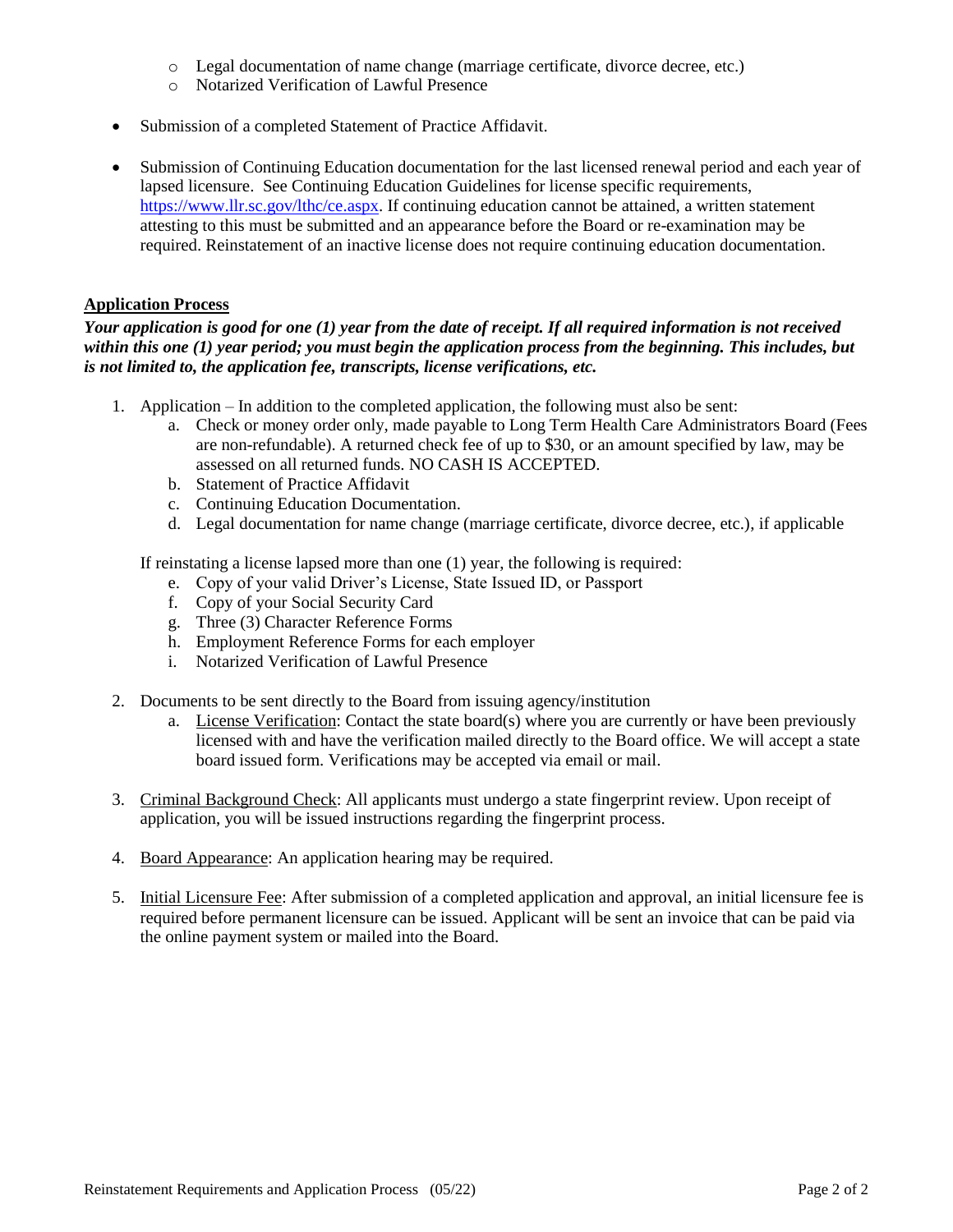- Legal documentation of name change (marriage certificate, divorce decree, etc.)
- Notarized Verification of Lawful Presence

- Submission of a completed Statement of Practice Affidavit.

- Submission of Continuing Education documentation for the last licensed renewal period and each year of lapsed licensure. See Continuing Education Guidelines for license specific requirements, https://www.llr.sc.gov/lthc/ce.aspx. If continuing education cannot be attained, a written statement attesting to this must be submitted and an appearance before the Board or re-examination may be required. Reinstatement of an inactive license does not require continuing education documentation.

## Application Process

***Your application is good for one (1) year from the date of receipt. If all required information is not received within this one (1) year period; you must begin the application process from the beginning. This includes, but is not limited to, the application fee, transcripts, license verifications, etc.***

1. Application – In addition to the completed application, the following must also be sent:
   a. Check or money order only, made payable to Long Term Health Care Administrators Board (Fees are non-refundable). A returned check fee of up to $30, or an amount specified by law, may be assessed on all returned funds. NO CASH IS ACCEPTED.
   b. Statement of Practice Affidavit
   c. Continuing Education Documentation.
   d. Legal documentation for name change (marriage certificate, divorce decree, etc.), if applicable

   If reinstating a license lapsed more than one (1) year, the following is required:
   e. Copy of your valid Driver's License, State Issued ID, or Passport
   f. Copy of your Social Security Card
   g. Three (3) Character Reference Forms
   h. Employment Reference Forms for each employer
   i. Notarized Verification of Lawful Presence

2. Documents to be sent directly to the Board from issuing agency/institution
   a. License Verification: Contact the state board(s) where you are currently or have been previously licensed with and have the verification mailed directly to the Board office. We will accept a state board issued form. Verifications may be accepted via email or mail.

3. Criminal Background Check: All applicants must undergo a state fingerprint review. Upon receipt of application, you will be issued instructions regarding the fingerprint process.

4. Board Appearance: An application hearing may be required.

5. Initial Licensure Fee: After submission of a completed application and approval, an initial licensure fee is required before permanent licensure can be issued. Applicant will be sent an invoice that can be paid via the online payment system or mailed into the Board.